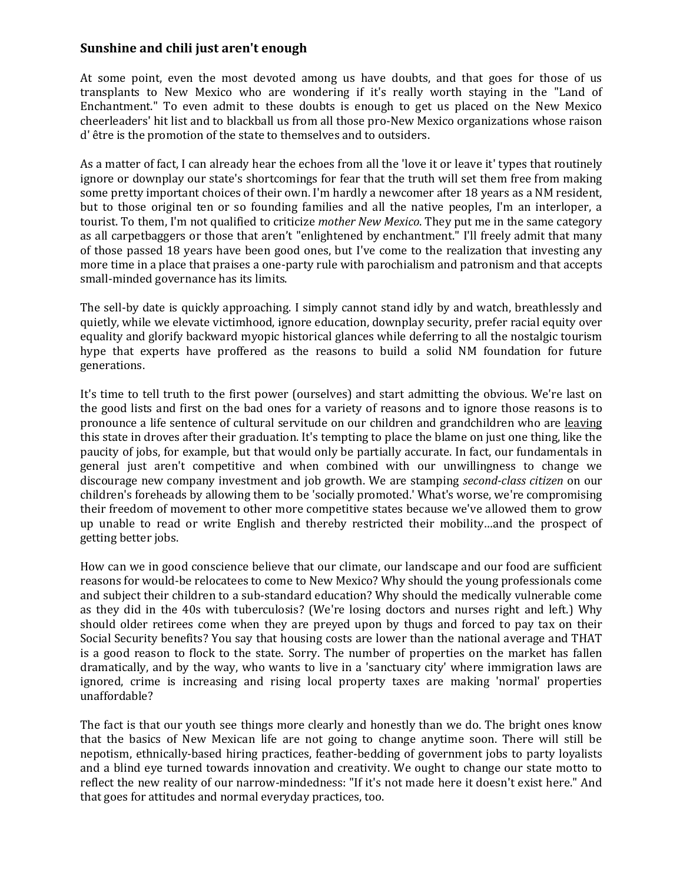## Sunshine and chili just aren't enough

At some point, even the most devoted among us have doubts, and that goes for those of us transplants to New Mexico who are wondering if it's really worth staying in the "Land of Enchantment." To even admit to these doubts is enough to get us placed on the New Mexico cheerleaders' hit list and to blackball us from all those pro-New Mexico organizations whose raison d' être is the promotion of the state to themselves and to outsiders.

As a matter of fact, I can already hear the echoes from all the 'love it or leave it' types that routinely ignore or downplay our state's shortcomings for fear that the truth will set them free from making some pretty important choices of their own. I'm hardly a newcomer after 18 years as a NM resident, but to those original ten or so founding families and all the native peoples, I'm an interloper, a tourist. To them, I'm not qualified to criticize *mother New Mexico*. They put me in the same category as all carpetbaggers or those that aren't "enlightened by enchantment." I'll freely admit that many of those passed 18 years have been good ones, but I've come to the realization that investing any more time in a place that praises a one-party rule with parochialism and patronism and that accepts small-minded governance has its limits.

The sell-by date is quickly approaching. I simply cannot stand idly by and watch, breathlessly and quietly, while we elevate victimhood, ignore education, downplay security, prefer racial equity over equality and glorify backward myopic historical glances while deferring to all the nostalgic tourism hype that experts have proffered as the reasons to build a solid NM foundation for future generations.

It's time to tell truth to the first power (ourselves) and start admitting the obvious. We're last on the good lists and first on the bad ones for a variety of reasons and to ignore those reasons is to pronounce a life sentence of cultural servitude on our children and grandchildren who are leaving this state in droves after their graduation. It's tempting to place the blame on just one thing, like the paucity of jobs, for example, but that would only be partially accurate. In fact, our fundamentals in general just aren't competitive and when combined with our unwillingness to change we discourage new company investment and job growth. We are stamping *second-class citizen* on our children's foreheads by allowing them to be 'socially promoted.' What's worse, we're compromising their freedom of movement to other more competitive states because we've allowed them to grow up unable to read or write English and thereby restricted their mobility…and the prospect of getting better jobs.

How can we in good conscience believe that our climate, our landscape and our food are sufficient reasons for would-be relocatees to come to New Mexico? Why should the young professionals come and subject their children to a sub-standard education? Why should the medically vulnerable come as they did in the 40s with tuberculosis? (We're losing doctors and nurses right and left.) Why should older retirees come when they are preyed upon by thugs and forced to pay tax on their Social Security benefits? You say that housing costs are lower than the national average and THAT is a good reason to flock to the state. Sorry. The number of properties on the market has fallen dramatically, and by the way, who wants to live in a 'sanctuary city' where immigration laws are ignored, crime is increasing and rising local property taxes are making 'normal' properties unaffordable?

The fact is that our youth see things more clearly and honestly than we do. The bright ones know that the basics of New Mexican life are not going to change anytime soon. There will still be nepotism, ethnically-based hiring practices, feather-bedding of government jobs to party loyalists and a blind eye turned towards innovation and creativity. We ought to change our state motto to reflect the new reality of our narrow-mindedness: "If it's not made here it doesn't exist here." And that goes for attitudes and normal everyday practices, too.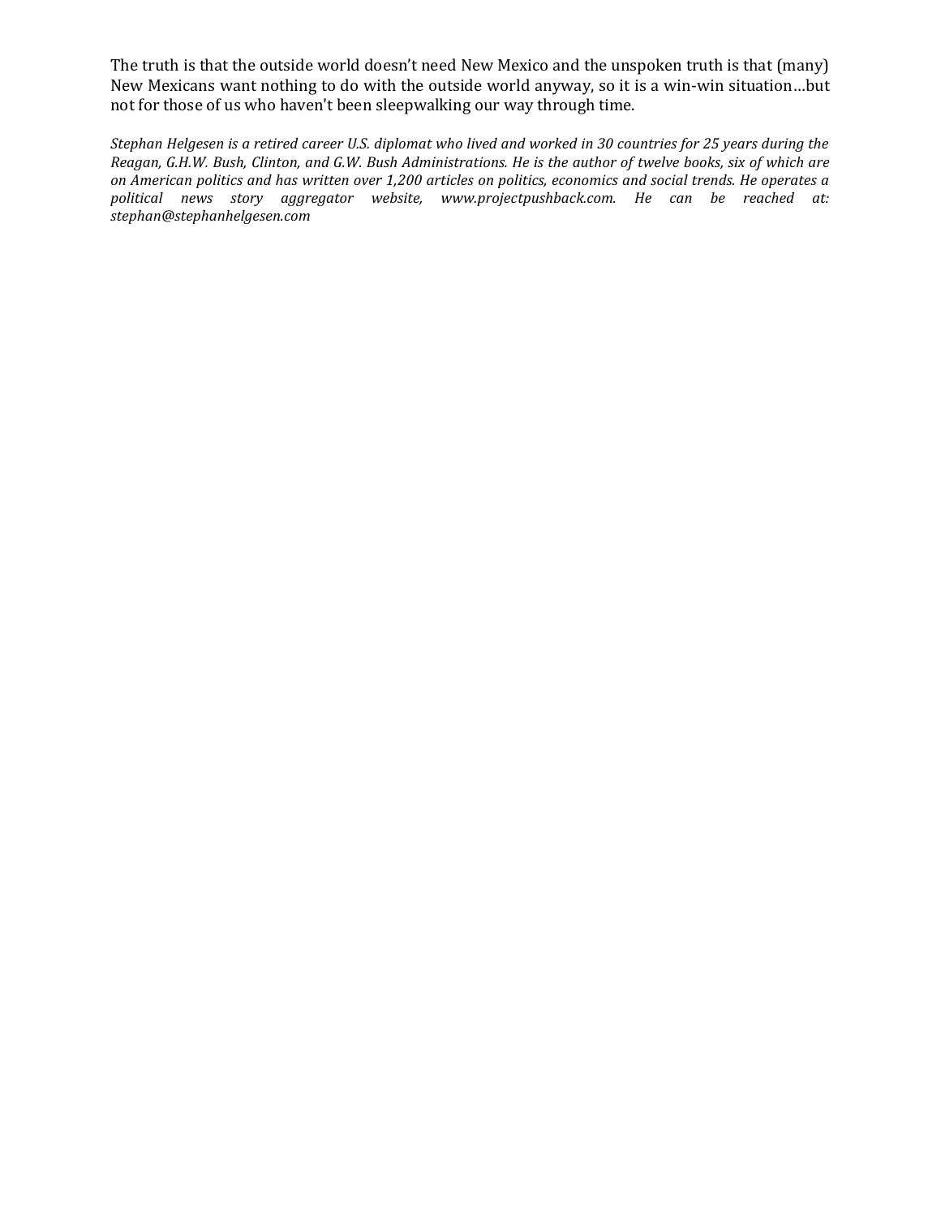The truth is that the outside world doesn't need New Mexico and the unspoken truth is that (many) New Mexicans want nothing to do with the outside world anyway, so it is a win-win situation…but not for those of us who haven't been sleepwalking our way through time.

*Stephan Helgesen is a retired career U.S. diplomat who lived and worked in 30 countries for 25 years during the Reagan, G.H.W. Bush, Clinton, and G.W. Bush Administrations. He is the author of twelve books, six of which are on American politics and has written over 1,200 articles on politics, economics and social trends. He operates a political news story aggregator website, www.projectpushback.com. He can be reached at: stephan@stephanhelgesen.com*